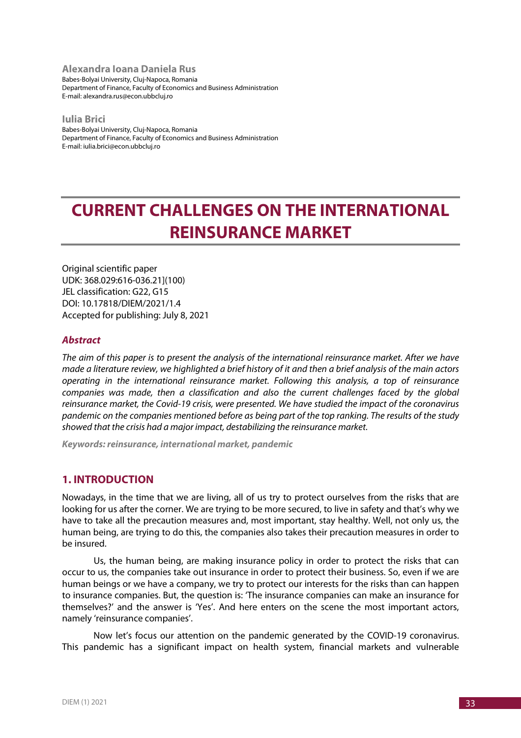**Alexandra Ioana Daniela Rus**
Babes-Bolyai University, Cluj-Napoca, Romania
Department of Finance, Faculty of Economics and Business Administration
E-mail: alexandra.rus@econ.ubbcluj.ro

**Iulia Brici**
Babes-Bolyai University, Cluj-Napoca, Romania
Department of Finance, Faculty of Economics and Business Administration
E-mail: iulia.brici@econ.ubbcluj.ro

# CURRENT CHALLENGES ON THE INTERNATIONAL REINSURANCE MARKET

Original scientific paper
UDK: 368.029:616-036.21](100)
JEL classification: G22, G15
DOI: 10.17818/DIEM/2021/1.4
Accepted for publishing: July 8, 2021

### *Abstract*

*The aim of this paper is to present the analysis of the international reinsurance market. After we have made a literature review, we highlighted a brief history of it and then a brief analysis of the main actors operating in the international reinsurance market. Following this analysis, a top of reinsurance companies was made, then a classification and also the current challenges faced by the global reinsurance market, the Covid-19 crisis, were presented. We have studied the impact of the coronavirus pandemic on the companies mentioned before as being part of the top ranking. The results of the study showed that the crisis had a major impact, destabilizing the reinsurance market.*

***Keywords: reinsurance, international market, pandemic***

## 1. INTRODUCTION

Nowadays, in the time that we are living, all of us try to protect ourselves from the risks that are looking for us after the corner. We are trying to be more secured, to live in safety and that's why we have to take all the precaution measures and, most important, stay healthy. Well, not only us, the human being, are trying to do this, the companies also takes their precaution measures in order to be insured.

Us, the human being, are making insurance policy in order to protect the risks that can occur to us, the companies take out insurance in order to protect their business. So, even if we are human beings or we have a company, we try to protect our interests for the risks than can happen to insurance companies. But, the question is: 'The insurance companies can make an insurance for themselves?' and the answer is 'Yes'. And here enters on the scene the most important actors, namely 'reinsurance companies'.

Now let's focus our attention on the pandemic generated by the COVID-19 coronavirus. This pandemic has a significant impact on health system, financial markets and vulnerable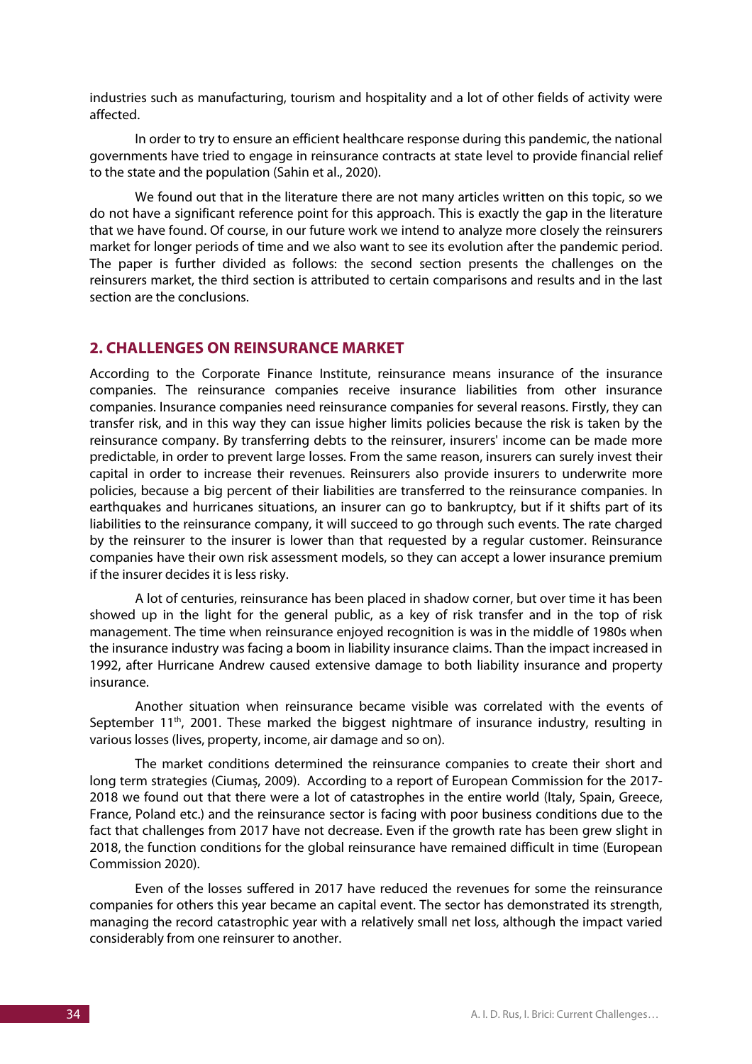industries such as manufacturing, tourism and hospitality and a lot of other fields of activity were affected.

In order to try to ensure an efficient healthcare response during this pandemic, the national governments have tried to engage in reinsurance contracts at state level to provide financial relief to the state and the population (Sahin et al., 2020).

We found out that in the literature there are not many articles written on this topic, so we do not have a significant reference point for this approach. This is exactly the gap in the literature that we have found. Of course, in our future work we intend to analyze more closely the reinsurers market for longer periods of time and we also want to see its evolution after the pandemic period. The paper is further divided as follows: the second section presents the challenges on the reinsurers market, the third section is attributed to certain comparisons and results and in the last section are the conclusions.

## 2. CHALLENGES ON REINSURANCE MARKET

According to the Corporate Finance Institute, reinsurance means insurance of the insurance companies. The reinsurance companies receive insurance liabilities from other insurance companies. Insurance companies need reinsurance companies for several reasons. Firstly, they can transfer risk, and in this way they can issue higher limits policies because the risk is taken by the reinsurance company. By transferring debts to the reinsurer, insurers' income can be made more predictable, in order to prevent large losses. From the same reason, insurers can surely invest their capital in order to increase their revenues. Reinsurers also provide insurers to underwrite more policies, because a big percent of their liabilities are transferred to the reinsurance companies. In earthquakes and hurricanes situations, an insurer can go to bankruptcy, but if it shifts part of its liabilities to the reinsurance company, it will succeed to go through such events. The rate charged by the reinsurer to the insurer is lower than that requested by a regular customer. Reinsurance companies have their own risk assessment models, so they can accept a lower insurance premium if the insurer decides it is less risky.

A lot of centuries, reinsurance has been placed in shadow corner, but over time it has been showed up in the light for the general public, as a key of risk transfer and in the top of risk management. The time when reinsurance enjoyed recognition is was in the middle of 1980s when the insurance industry was facing a boom in liability insurance claims. Than the impact increased in 1992, after Hurricane Andrew caused extensive damage to both liability insurance and property insurance.

Another situation when reinsurance became visible was correlated with the events of September 11th, 2001. These marked the biggest nightmare of insurance industry, resulting in various losses (lives, property, income, air damage and so on).

The market conditions determined the reinsurance companies to create their short and long term strategies (Ciumaș, 2009). According to a report of European Commission for the 2017-2018 we found out that there were a lot of catastrophes in the entire world (Italy, Spain, Greece, France, Poland etc.) and the reinsurance sector is facing with poor business conditions due to the fact that challenges from 2017 have not decrease. Even if the growth rate has been grew slight in 2018, the function conditions for the global reinsurance have remained difficult in time (European Commission 2020).

Even of the losses suffered in 2017 have reduced the revenues for some the reinsurance companies for others this year became an capital event. The sector has demonstrated its strength, managing the record catastrophic year with a relatively small net loss, although the impact varied considerably from one reinsurer to another.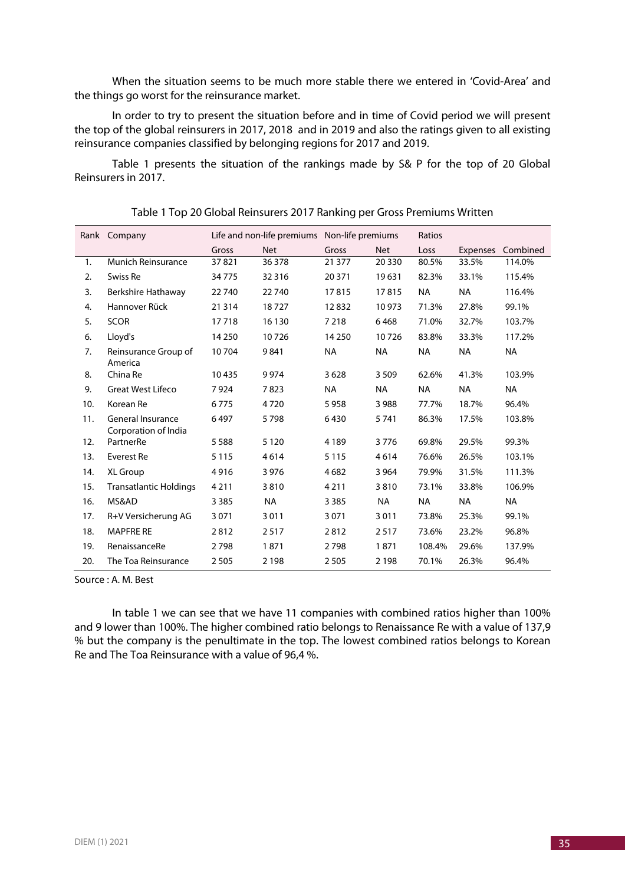When the situation seems to be much more stable there we entered in 'Covid-Area' and the things go worst for the reinsurance market.

In order to try to present the situation before and in time of Covid period we will present the top of the global reinsurers in 2017, 2018 and in 2019 and also the ratings given to all existing reinsurance companies classified by belonging regions for 2017 and 2019.

Table 1 presents the situation of the rankings made by S& P for the top of 20 Global Reinsurers in 2017.

Table 1 Top 20 Global Reinsurers 2017 Ranking per Gross Premiums Written

| Rank | Company | Life and non-life premiums | | Non-life premiums | | Ratios | | |
|---|---|---|---|---|---|---|---|---|
| | | Gross | Net | Gross | Net | Loss | Expenses | Combined |
| 1. | Munich Reinsurance | 37 821 | 36 378 | 21 377 | 20 330 | 80.5% | 33.5% | 114.0% |
| 2. | Swiss Re | 34 775 | 32 316 | 20 371 | 19 631 | 82.3% | 33.1% | 115.4% |
| 3. | Berkshire Hathaway | 22 740 | 22 740 | 17 815 | 17 815 | NA | NA | 116.4% |
| 4. | Hannover Rück | 21 314 | 18 727 | 12 832 | 10 973 | 71.3% | 27.8% | 99.1% |
| 5. | SCOR | 17 718 | 16 130 | 7 218 | 6 468 | 71.0% | 32.7% | 103.7% |
| 6. | Lloyd's | 14 250 | 10 726 | 14 250 | 10 726 | 83.8% | 33.3% | 117.2% |
| 7. | Reinsurance Group of America | 10 704 | 9 841 | NA | NA | NA | NA | NA |
| 8. | China Re | 10 435 | 9 974 | 3 628 | 3 509 | 62.6% | 41.3% | 103.9% |
| 9. | Great West Lifeco | 7 924 | 7 823 | NA | NA | NA | NA | NA |
| 10. | Korean Re | 6 775 | 4 720 | 5 958 | 3 988 | 77.7% | 18.7% | 96.4% |
| 11. | General Insurance Corporation of India | 6 497 | 5 798 | 6 430 | 5 741 | 86.3% | 17.5% | 103.8% |
| 12. | PartnerRe | 5 588 | 5 120 | 4 189 | 3 776 | 69.8% | 29.5% | 99.3% |
| 13. | Everest Re | 5 115 | 4 614 | 5 115 | 4 614 | 76.6% | 26.5% | 103.1% |
| 14. | XL Group | 4 916 | 3 976 | 4 682 | 3 964 | 79.9% | 31.5% | 111.3% |
| 15. | Transatlantic Holdings | 4 211 | 3 810 | 4 211 | 3 810 | 73.1% | 33.8% | 106.9% |
| 16. | MS&AD | 3 385 | NA | 3 385 | NA | NA | NA | NA |
| 17. | R+V Versicherung AG | 3 071 | 3 011 | 3 071 | 3 011 | 73.8% | 25.3% | 99.1% |
| 18. | MAPFRE RE | 2 812 | 2 517 | 2 812 | 2 517 | 73.6% | 23.2% | 96.8% |
| 19. | RenaissanceRe | 2 798 | 1 871 | 2 798 | 1 871 | 108.4% | 29.6% | 137.9% |
| 20. | The Toa Reinsurance | 2 505 | 2 198 | 2 505 | 2 198 | 70.1% | 26.3% | 96.4% |

Source : A. M. Best

In table 1 we can see that we have 11 companies with combined ratios higher than 100% and 9 lower than 100%. The higher combined ratio belongs to Renaissance Re with a value of 137,9 % but the company is the penultimate in the top. The lowest combined ratios belongs to Korean Re and The Toa Reinsurance with a value of 96,4 %.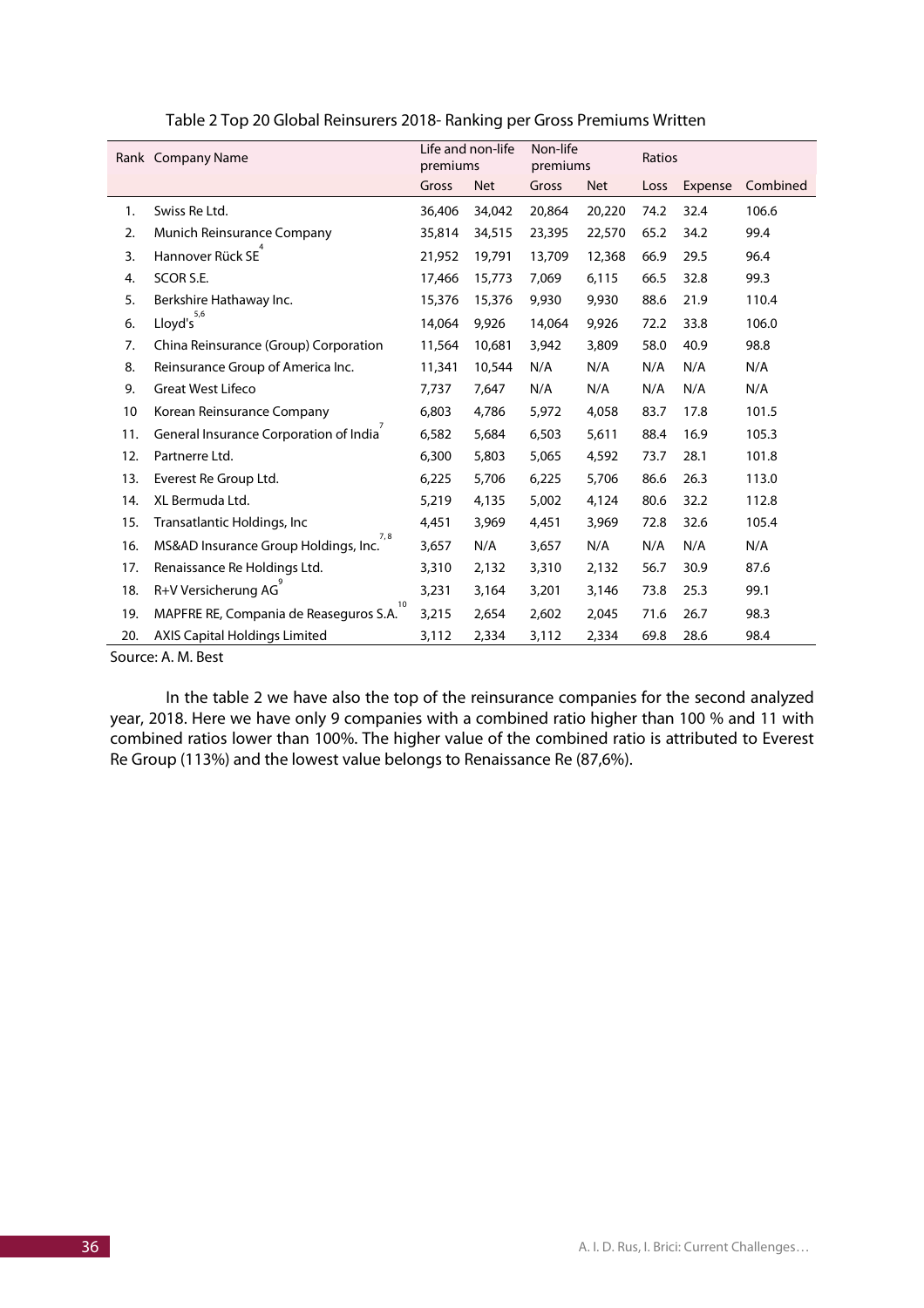Table 2 Top 20 Global Reinsurers 2018- Ranking per Gross Premiums Written

| Rank | Company Name | Life and non-life premiums | | Non-life premiums | | Ratios | | |
|---|---|---|---|---|---|---|---|---|
| | | Gross | Net | Gross | Net | Loss | Expense | Combined |
| 1. | Swiss Re Ltd. | 36,406 | 34,042 | 20,864 | 20,220 | 74.2 | 32.4 | 106.6 |
| 2. | Munich Reinsurance Company | 35,814 | 34,515 | 23,395 | 22,570 | 65.2 | 34.2 | 99.4 |
| 3. | Hannover Rück SE[4] | 21,952 | 19,791 | 13,709 | 12,368 | 66.9 | 29.5 | 96.4 |
| 4. | SCOR S.E. | 17,466 | 15,773 | 7,069 | 6,115 | 66.5 | 32.8 | 99.3 |
| 5. | Berkshire Hathaway Inc. | 15,376 | 15,376 | 9,930 | 9,930 | 88.6 | 21.9 | 110.4 |
| 6. | Lloyd's[5,6] | 14,064 | 9,926 | 14,064 | 9,926 | 72.2 | 33.8 | 106.0 |
| 7. | China Reinsurance (Group) Corporation | 11,564 | 10,681 | 3,942 | 3,809 | 58.0 | 40.9 | 98.8 |
| 8. | Reinsurance Group of America Inc. | 11,341 | 10,544 | N/A | N/A | N/A | N/A | N/A |
| 9. | Great West Lifeco | 7,737 | 7,647 | N/A | N/A | N/A | N/A | N/A |
| 10 | Korean Reinsurance Company | 6,803 | 4,786 | 5,972 | 4,058 | 83.7 | 17.8 | 101.5 |
| 11. | General Insurance Corporation of India[7] | 6,582 | 5,684 | 6,503 | 5,611 | 88.4 | 16.9 | 105.3 |
| 12. | Partnerre Ltd. | 6,300 | 5,803 | 5,065 | 4,592 | 73.7 | 28.1 | 101.8 |
| 13. | Everest Re Group Ltd. | 6,225 | 5,706 | 6,225 | 5,706 | 86.6 | 26.3 | 113.0 |
| 14. | XL Bermuda Ltd. | 5,219 | 4,135 | 5,002 | 4,124 | 80.6 | 32.2 | 112.8 |
| 15. | Transatlantic Holdings, Inc | 4,451 | 3,969 | 4,451 | 3,969 | 72.8 | 32.6 | 105.4 |
| 16. | MS&AD Insurance Group Holdings, Inc.[7,8] | 3,657 | N/A | 3,657 | N/A | N/A | N/A | N/A |
| 17. | Renaissance Re Holdings Ltd. | 3,310 | 2,132 | 3,310 | 2,132 | 56.7 | 30.9 | 87.6 |
| 18. | R+V Versicherung AG[9] | 3,231 | 3,164 | 3,201 | 3,146 | 73.8 | 25.3 | 99.1 |
| 19. | MAPFRE RE, Compania de Reaseguros S.A.[10] | 3,215 | 2,654 | 2,602 | 2,045 | 71.6 | 26.7 | 98.3 |
| 20. | AXIS Capital Holdings Limited | 3,112 | 2,334 | 3,112 | 2,334 | 69.8 | 28.6 | 98.4 |

Source: A. M. Best

In the table 2 we have also the top of the reinsurance companies for the second analyzed year, 2018. Here we have only 9 companies with a combined ratio higher than 100 % and 11 with combined ratios lower than 100%. The higher value of the combined ratio is attributed to Everest Re Group (113%) and the lowest value belongs to Renaissance Re (87,6%).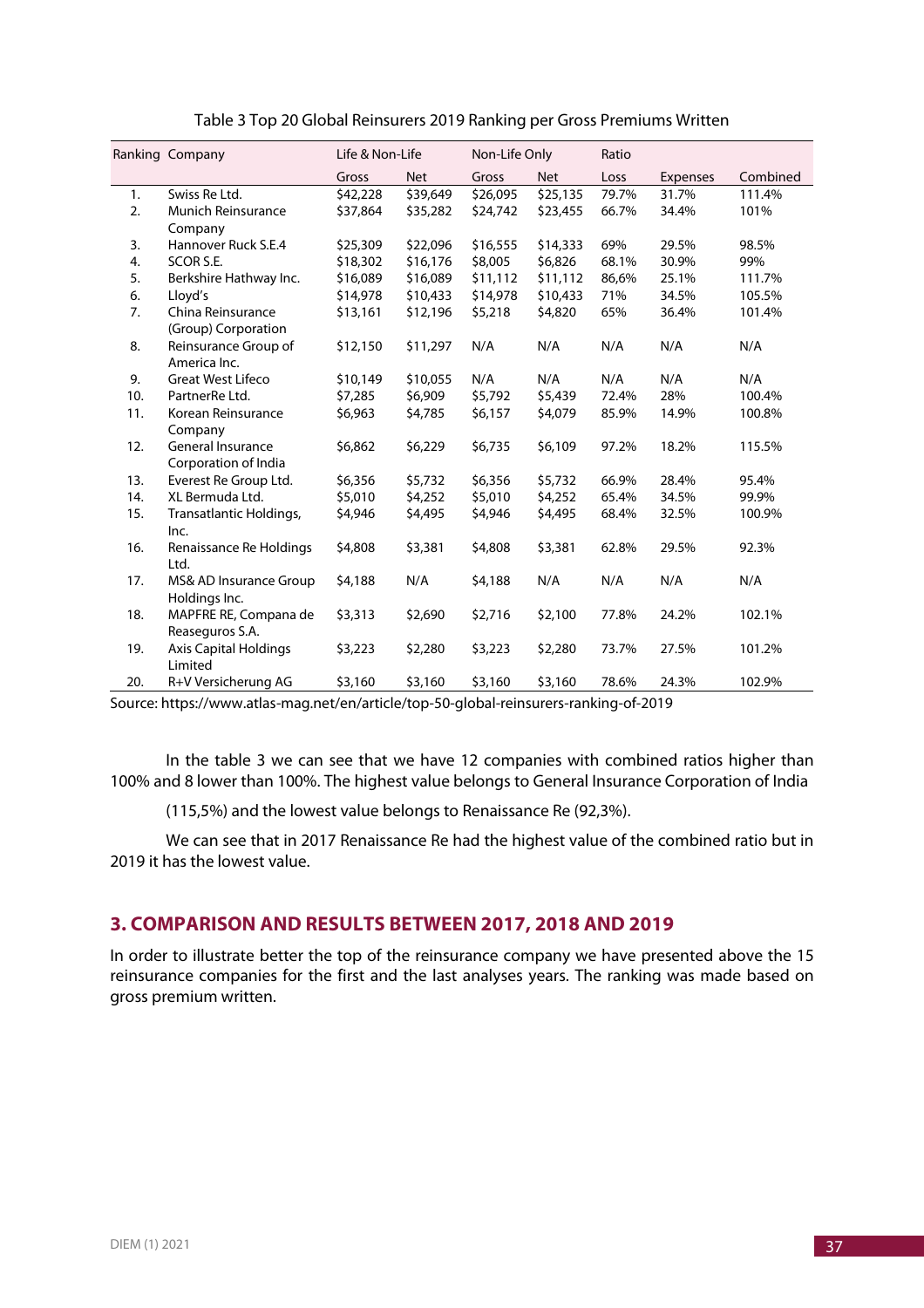Table 3 Top 20 Global Reinsurers 2019 Ranking per Gross Premiums Written

| Ranking | Company | Life & Non-Life | | Non-Life Only | | Ratio | | |
|---|---|---|---|---|---|---|---|---|
| | | Gross | Net | Gross | Net | Loss | Expenses | Combined |
| 1. | Swiss Re Ltd. | $42,228 | $39,649 | $26,095 | $25,135 | 79.7% | 31.7% | 111.4% |
| 2. | Munich Reinsurance Company | $37,864 | $35,282 | $24,742 | $23,455 | 66.7% | 34.4% | 101% |
| 3. | Hannover Ruck S.E.4 | $25,309 | $22,096 | $16,555 | $14,333 | 69% | 29.5% | 98.5% |
| 4. | SCOR S.E. | $18,302 | $16,176 | $8,005 | $6,826 | 68.1% | 30.9% | 99% |
| 5. | Berkshire Hathway Inc. | $16,089 | $16,089 | $11,112 | $11,112 | 86,6% | 25.1% | 111.7% |
| 6. | Lloyd's | $14,978 | $10,433 | $14,978 | $10,433 | 71% | 34.5% | 105.5% |
| 7. | China Reinsurance (Group) Corporation | $13,161 | $12,196 | $5,218 | $4,820 | 65% | 36.4% | 101.4% |
| 8. | Reinsurance Group of America Inc. | $12,150 | $11,297 | N/A | N/A | N/A | N/A | N/A |
| 9. | Great West Lifeco | $10,149 | $10,055 | N/A | N/A | N/A | N/A | N/A |
| 10. | PartnerRe Ltd. | $7,285 | $6,909 | $5,792 | $5,439 | 72.4% | 28% | 100.4% |
| 11. | Korean Reinsurance Company | $6,963 | $4,785 | $6,157 | $4,079 | 85.9% | 14.9% | 100.8% |
| 12. | General Insurance Corporation of India | $6,862 | $6,229 | $6,735 | $6,109 | 97.2% | 18.2% | 115.5% |
| 13. | Everest Re Group Ltd. | $6,356 | $5,732 | $6,356 | $5,732 | 66.9% | 28.4% | 95.4% |
| 14. | XL Bermuda Ltd. | $5,010 | $4,252 | $5,010 | $4,252 | 65.4% | 34.5% | 99.9% |
| 15. | Transatlantic Holdings, Inc. | $4,946 | $4,495 | $4,946 | $4,495 | 68.4% | 32.5% | 100.9% |
| 16. | Renaissance Re Holdings Ltd. | $4,808 | $3,381 | $4,808 | $3,381 | 62.8% | 29.5% | 92.3% |
| 17. | MS& AD Insurance Group Holdings Inc. | $4,188 | N/A | $4,188 | N/A | N/A | N/A | N/A |
| 18. | MAPFRE RE, Compana de Reaseguros S.A. | $3,313 | $2,690 | $2,716 | $2,100 | 77.8% | 24.2% | 102.1% |
| 19. | Axis Capital Holdings Limited | $3,223 | $2,280 | $3,223 | $2,280 | 73.7% | 27.5% | 101.2% |
| 20. | R+V Versicherung AG | $3,160 | $3,160 | $3,160 | $3,160 | 78.6% | 24.3% | 102.9% |

Source: https://www.atlas-mag.net/en/article/top-50-global-reinsurers-ranking-of-2019

In the table 3 we can see that we have 12 companies with combined ratios higher than 100% and 8 lower than 100%. The highest value belongs to General Insurance Corporation of India (115,5%) and the lowest value belongs to Renaissance Re (92,3%).

We can see that in 2017 Renaissance Re had the highest value of the combined ratio but in 2019 it has the lowest value.

## 3. COMPARISON AND RESULTS BETWEEN 2017, 2018 AND 2019

In order to illustrate better the top of the reinsurance company we have presented above the 15 reinsurance companies for the first and the last analyses years. The ranking was made based on gross premium written.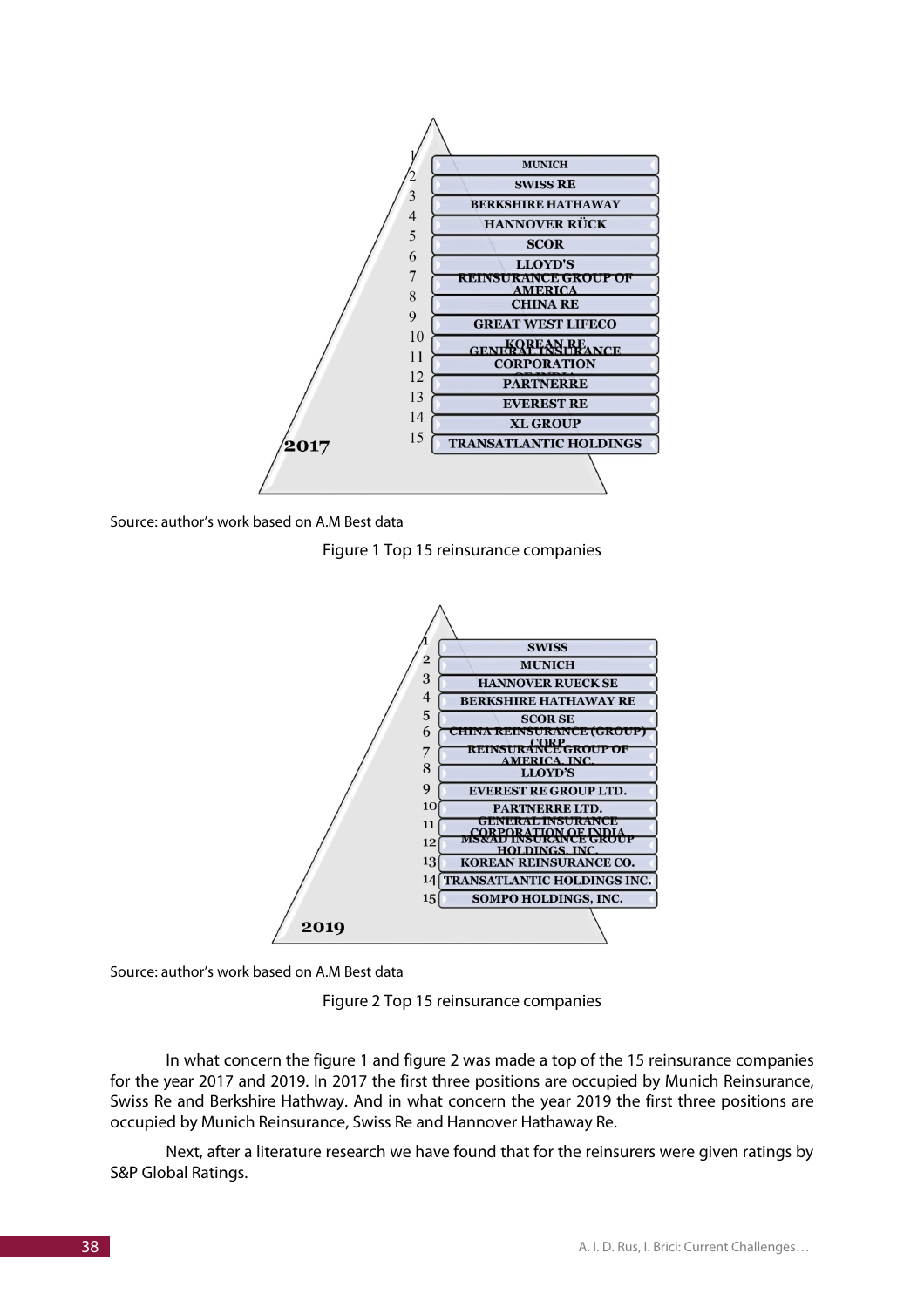**2017**

1. MUNICH
2. SWISS RE
3. BERKSHIRE HATHAWAY
4. HANNOVER RÜCK
5. SCOR
6. LLOYD'S
7. REINSURANCE GROUP OF AMERICA
8. CHINA RE
9. GREAT WEST LIFECO
10. KOREAN RE
11. GENERAL INSURANCE CORPORATION OF INDIA
12. PARTNERRE
13. EVEREST RE
14. XL GROUP
15. TRANSATLANTIC HOLDINGS

Source: author's work based on A.M Best data

Figure 1 Top 15 reinsurance companies

**2019**

1. SWISS
2. MUNICH
3. HANNOVER RUECK SE
4. BERKSHIRE HATHAWAY RE
5. SCOR SE
6. CHINA REINSURANCE (GROUP) CORP
7. REINSURANCE GROUP OF AMERICA, INC.
8. LLOYD'S
9. EVEREST RE GROUP LTD.
10. PARTNERRE LTD.
11. GENERAL INSURANCE CORPORATION OF INDIA
12. MS&AD INSURANCE GROUP HOLDINGS, INC.
13. KOREAN REINSURANCE CO.
14. TRANSATLANTIC HOLDINGS INC.
15. SOMPO HOLDINGS, INC.

Source: author's work based on A.M Best data

Figure 2 Top 15 reinsurance companies

In what concern the figure 1 and figure 2 was made a top of the 15 reinsurance companies for the year 2017 and 2019. In 2017 the first three positions are occupied by Munich Reinsurance, Swiss Re and Berkshire Hathway. And in what concern the year 2019 the first three positions are occupied by Munich Reinsurance, Swiss Re and Hannover Hathaway Re.

Next, after a literature research we have found that for the reinsurers were given ratings by S&P Global Ratings.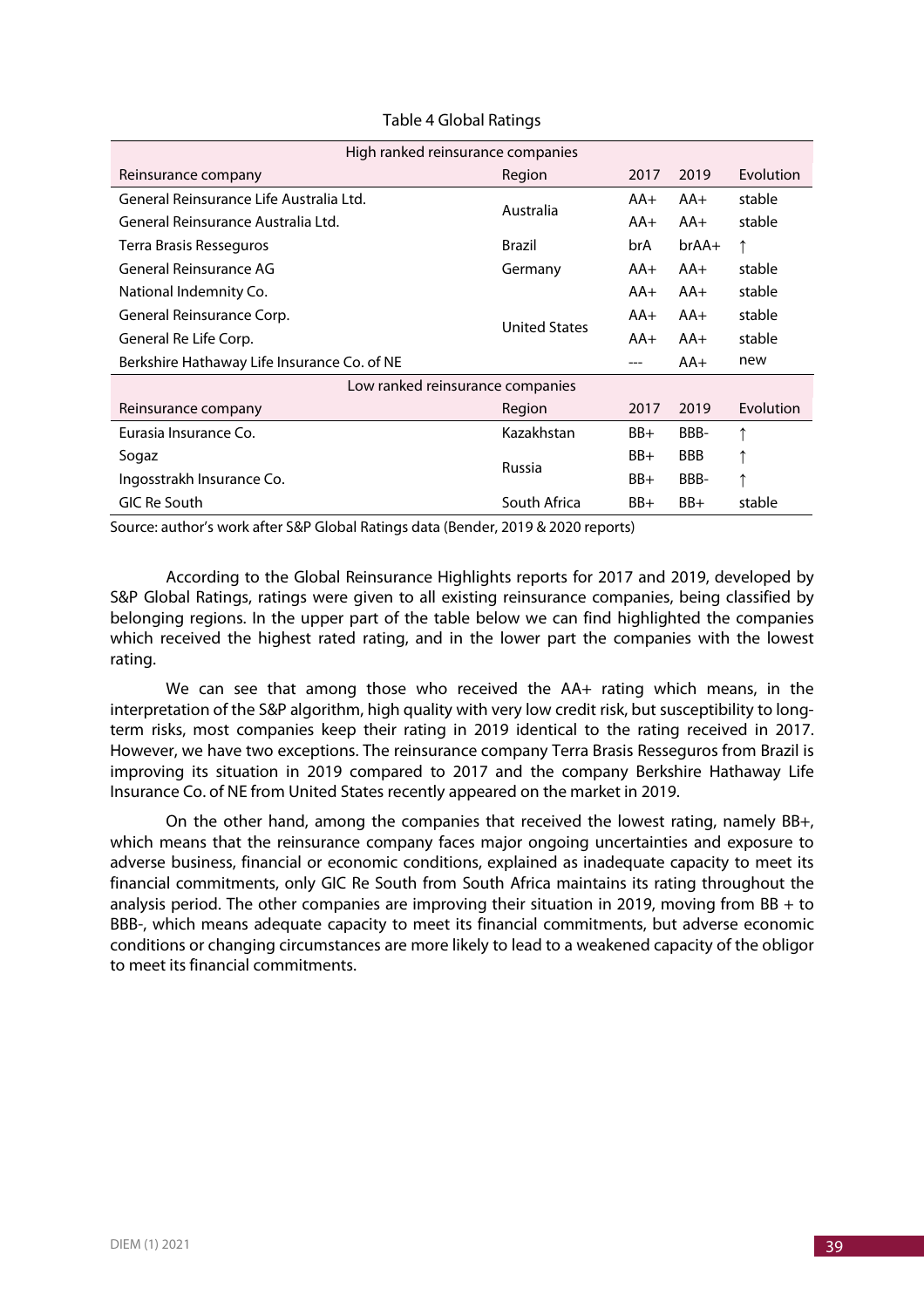Table 4 Global Ratings

| Reinsurance company | Region | 2017 | 2019 | Evolution |
|---|---|---|---|---|
| **High ranked reinsurance companies** | | | | |
| General Reinsurance Life Australia Ltd. | Australia | AA+ | AA+ | stable |
| General Reinsurance Australia Ltd. | | AA+ | AA+ | stable |
| Terra Brasis Resseguros | Brazil | brA | brAA+ | ↑ |
| General Reinsurance AG | Germany | AA+ | AA+ | stable |
| National Indemnity Co. | United States | AA+ | AA+ | stable |
| General Reinsurance Corp. | | AA+ | AA+ | stable |
| General Re Life Corp. | | AA+ | AA+ | stable |
| Berkshire Hathaway Life Insurance Co. of NE | | --- | AA+ | new |
| **Low ranked reinsurance companies** | | | | |
| Reinsurance company | Region | 2017 | 2019 | Evolution |
| Eurasia Insurance Co. | Kazakhstan | BB+ | BBB- | ↑ |
| Sogaz | Russia | BB+ | BBB | ↑ |
| Ingosstrakh Insurance Co. | | BB+ | BBB- | ↑ |
| GIC Re South | South Africa | BB+ | BB+ | stable |

Source: author's work after S&P Global Ratings data (Bender, 2019 & 2020 reports)

According to the Global Reinsurance Highlights reports for 2017 and 2019, developed by S&P Global Ratings, ratings were given to all existing reinsurance companies, being classified by belonging regions. In the upper part of the table below we can find highlighted the companies which received the highest rated rating, and in the lower part the companies with the lowest rating.

We can see that among those who received the AA+ rating which means, in the interpretation of the S&P algorithm, high quality with very low credit risk, but susceptibility to long-term risks, most companies keep their rating in 2019 identical to the rating received in 2017. However, we have two exceptions. The reinsurance company Terra Brasis Resseguros from Brazil is improving its situation in 2019 compared to 2017 and the company Berkshire Hathaway Life Insurance Co. of NE from United States recently appeared on the market in 2019.

On the other hand, among the companies that received the lowest rating, namely BB+, which means that the reinsurance company faces major ongoing uncertainties and exposure to adverse business, financial or economic conditions, explained as inadequate capacity to meet its financial commitments, only GIC Re South from South Africa maintains its rating throughout the analysis period. The other companies are improving their situation in 2019, moving from BB + to BBB-, which means adequate capacity to meet its financial commitments, but adverse economic conditions or changing circumstances are more likely to lead to a weakened capacity of the obligor to meet its financial commitments.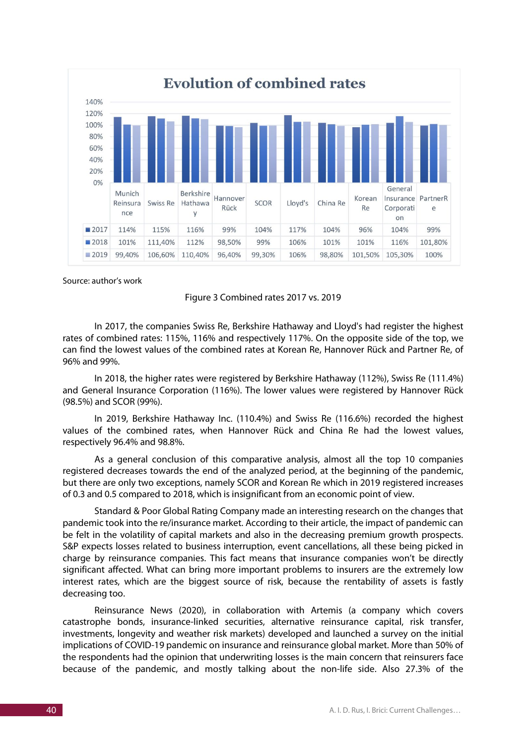**Evolution of combined rates**

| | Munich Reinsurance | Swiss Re | Berkshire Hathaway | Hannover Rück | SCOR | Lloyd's | China Re | Korean Re | General Insurance Corporation | PartnerRe |
|---|---|---|---|---|---|---|---|---|---|---|
| 2017 | 114% | 115% | 116% | 99% | 104% | 117% | 104% | 96% | 104% | 99% |
| 2018 | 101% | 111,40% | 112% | 98,50% | 99% | 106% | 101% | 101% | 116% | 101,80% |
| 2019 | 99,40% | 106,60% | 110,40% | 96,40% | 99,30% | 106% | 98,80% | 101,50% | 105,30% | 100% |

Source: author's work

Figure 3 Combined rates 2017 vs. 2019

In 2017, the companies Swiss Re, Berkshire Hathaway and Lloyd's had register the highest rates of combined rates: 115%, 116% and respectively 117%. On the opposite side of the top, we can find the lowest values of the combined rates at Korean Re, Hannover Rück and Partner Re, of 96% and 99%.

In 2018, the higher rates were registered by Berkshire Hathaway (112%), Swiss Re (111.4%) and General Insurance Corporation (116%). The lower values were registered by Hannover Rück (98.5%) and SCOR (99%).

In 2019, Berkshire Hathaway Inc. (110.4%) and Swiss Re (116.6%) recorded the highest values of the combined rates, when Hannover Rück and China Re had the lowest values, respectively 96.4% and 98.8%.

As a general conclusion of this comparative analysis, almost all the top 10 companies registered decreases towards the end of the analyzed period, at the beginning of the pandemic, but there are only two exceptions, namely SCOR and Korean Re which in 2019 registered increases of 0.3 and 0.5 compared to 2018, which is insignificant from an economic point of view.

Standard & Poor Global Rating Company made an interesting research on the changes that pandemic took into the re/insurance market. According to their article, the impact of pandemic can be felt in the volatility of capital markets and also in the decreasing premium growth prospects. S&P expects losses related to business interruption, event cancellations, all these being picked in charge by reinsurance companies. This fact means that insurance companies won't be directly significant affected. What can bring more important problems to insurers are the extremely low interest rates, which are the biggest source of risk, because the rentability of assets is fastly decreasing too.

Reinsurance News (2020), in collaboration with Artemis (a company which covers catastrophe bonds, insurance-linked securities, alternative reinsurance capital, risk transfer, investments, longevity and weather risk markets) developed and launched a survey on the initial implications of COVID-19 pandemic on insurance and reinsurance global market. More than 50% of the respondents had the opinion that underwriting losses is the main concern that reinsurers face because of the pandemic, and mostly talking about the non-life side. Also 27.3% of the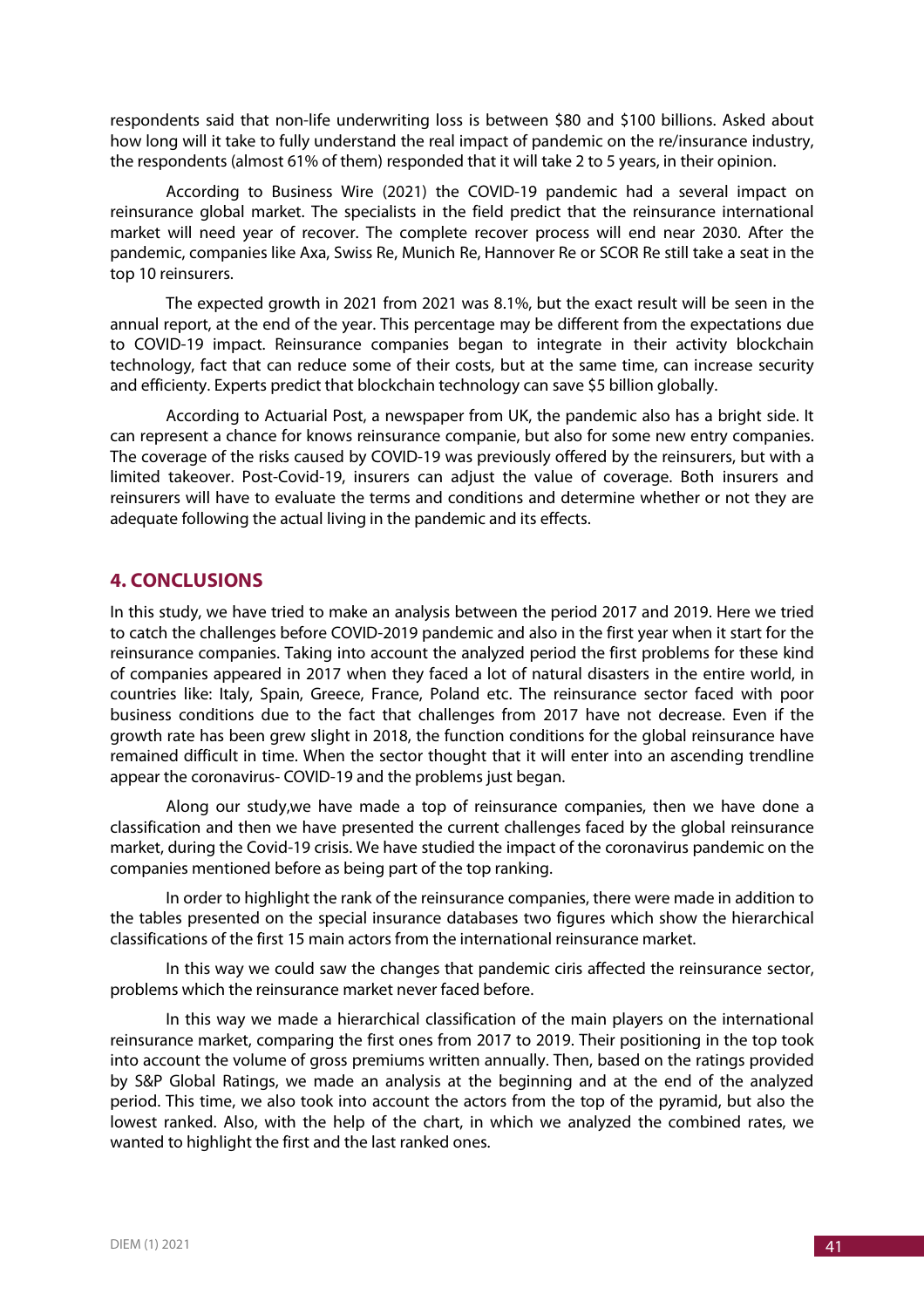respondents said that non-life underwriting loss is between $80 and $100 billions. Asked about how long will it take to fully understand the real impact of pandemic on the re/insurance industry, the respondents (almost 61% of them) responded that it will take 2 to 5 years, in their opinion.

According to Business Wire (2021) the COVID-19 pandemic had a several impact on reinsurance global market. The specialists in the field predict that the reinsurance international market will need year of recover. The complete recover process will end near 2030. After the pandemic, companies like Axa, Swiss Re, Munich Re, Hannover Re or SCOR Re still take a seat in the top 10 reinsurers.

The expected growth in 2021 from 2021 was 8.1%, but the exact result will be seen in the annual report, at the end of the year. This percentage may be different from the expectations due to COVID-19 impact. Reinsurance companies began to integrate in their activity blockchain technology, fact that can reduce some of their costs, but at the same time, can increase security and efficiency. Experts predict that blockchain technology can save $5 billion globally.

According to Actuarial Post, a newspaper from UK, the pandemic also has a bright side. It can represent a chance for knows reinsurance companie, but also for some new entry companies. The coverage of the risks caused by COVID-19 was previously offered by the reinsurers, but with a limited takeover. Post-Covid-19, insurers can adjust the value of coverage. Both insurers and reinsurers will have to evaluate the terms and conditions and determine whether or not they are adequate following the actual living in the pandemic and its effects.

## 4. CONCLUSIONS

In this study, we have tried to make an analysis between the period 2017 and 2019. Here we tried to catch the challenges before COVID-2019 pandemic and also in the first year when it start for the reinsurance companies. Taking into account the analyzed period the first problems for these kind of companies appeared in 2017 when they faced a lot of natural disasters in the entire world, in countries like: Italy, Spain, Greece, France, Poland etc. The reinsurance sector faced with poor business conditions due to the fact that challenges from 2017 have not decrease. Even if the growth rate has been grew slight in 2018, the function conditions for the global reinsurance have remained difficult in time. When the sector thought that it will enter into an ascending trendline appear the coronavirus- COVID-19 and the problems just began.

Along our study,we have made a top of reinsurance companies, then we have done a classification and then we have presented the current challenges faced by the global reinsurance market, during the Covid-19 crisis. We have studied the impact of the coronavirus pandemic on the companies mentioned before as being part of the top ranking.

In order to highlight the rank of the reinsurance companies, there were made in addition to the tables presented on the special insurance databases two figures which show the hierarchical classifications of the first 15 main actors from the international reinsurance market.

In this way we could saw the changes that pandemic ciris affected the reinsurance sector, problems which the reinsurance market never faced before.

In this way we made a hierarchical classification of the main players on the international reinsurance market, comparing the first ones from 2017 to 2019. Their positioning in the top took into account the volume of gross premiums written annually. Then, based on the ratings provided by S&P Global Ratings, we made an analysis at the beginning and at the end of the analyzed period. This time, we also took into account the actors from the top of the pyramid, but also the lowest ranked. Also, with the help of the chart, in which we analyzed the combined rates, we wanted to highlight the first and the last ranked ones.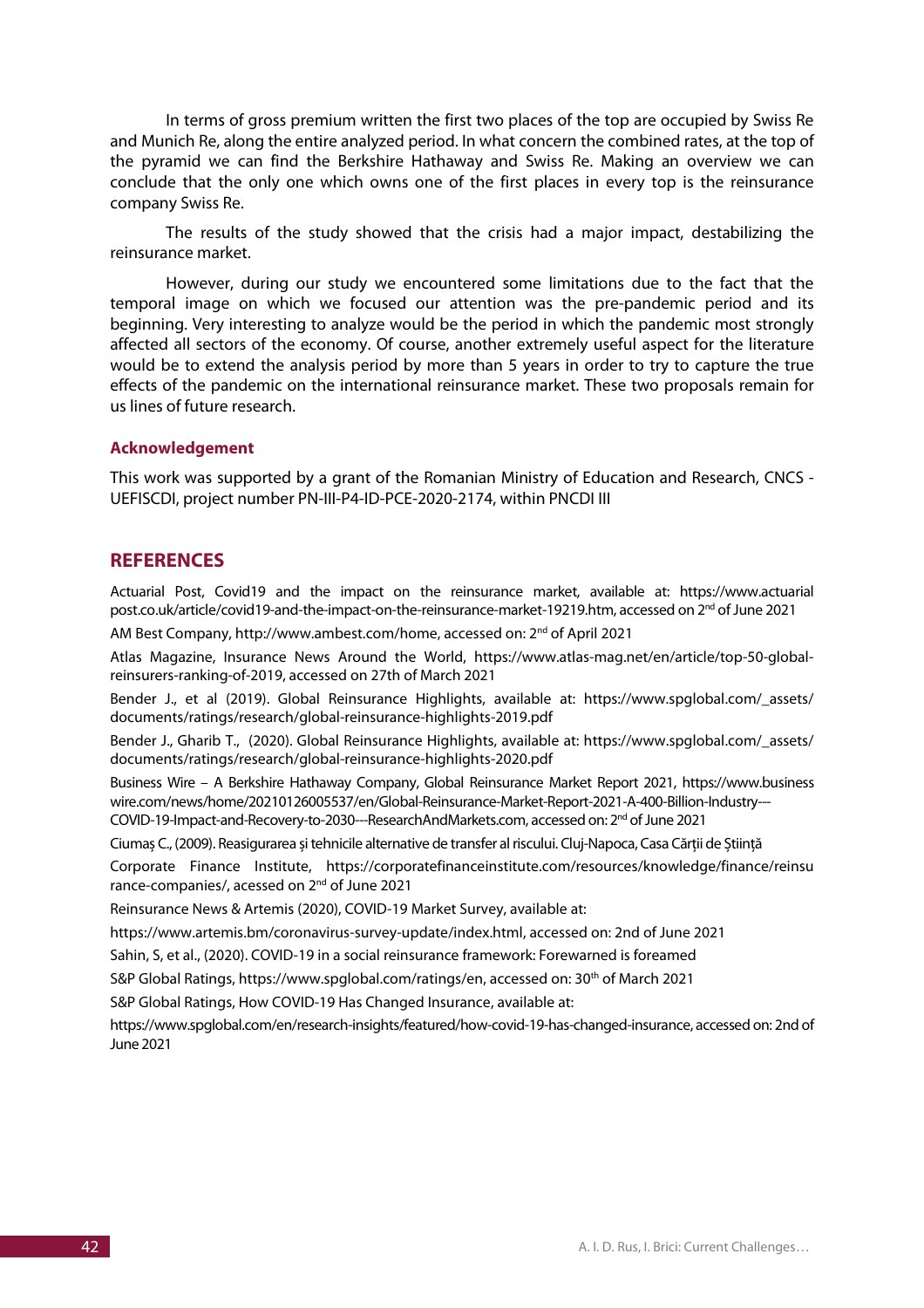In terms of gross premium written the first two places of the top are occupied by Swiss Re and Munich Re, along the entire analyzed period. In what concern the combined rates, at the top of the pyramid we can find the Berkshire Hathaway and Swiss Re. Making an overview we can conclude that the only one which owns one of the first places in every top is the reinsurance company Swiss Re.

The results of the study showed that the crisis had a major impact, destabilizing the reinsurance market.

However, during our study we encountered some limitations due to the fact that the temporal image on which we focused our attention was the pre-pandemic period and its beginning. Very interesting to analyze would be the period in which the pandemic most strongly affected all sectors of the economy. Of course, another extremely useful aspect for the literature would be to extend the analysis period by more than 5 years in order to try to capture the true effects of the pandemic on the international reinsurance market. These two proposals remain for us lines of future research.

### Acknowledgement

This work was supported by a grant of the Romanian Ministry of Education and Research, CNCS - UEFISCDI, project number PN-III-P4-ID-PCE-2020-2174, within PNCDI III

## REFERENCES

Actuarial Post, Covid19 and the impact on the reinsurance market, available at: https://www.actuarialpost.co.uk/article/covid19-and-the-impact-on-the-reinsurance-market-19219.htm, accessed on 2nd of June 2021

AM Best Company, http://www.ambest.com/home, accessed on: 2nd of April 2021

Atlas Magazine, Insurance News Around the World, https://www.atlas-mag.net/en/article/top-50-global-reinsurers-ranking-of-2019, accessed on 27th of March 2021

Bender J., et al (2019). Global Reinsurance Highlights, available at: https://www.spglobal.com/_assets/documents/ratings/research/global-reinsurance-highlights-2019.pdf

Bender J., Gharib T., (2020). Global Reinsurance Highlights, available at: https://www.spglobal.com/_assets/documents/ratings/research/global-reinsurance-highlights-2020.pdf

Business Wire – A Berkshire Hathaway Company, Global Reinsurance Market Report 2021, https://www.businesswire.com/news/home/20210126005537/en/Global-Reinsurance-Market-Report-2021-A-400-Billion-Industry---COVID-19-Impact-and-Recovery-to-2030---ResearchAndMarkets.com, accessed on: 2nd of June 2021

Ciumaș C., (2009). Reasigurarea și tehnicile alternative de transfer al riscului. Cluj-Napoca, Casa Cărții de Știință

Corporate Finance Institute, https://corporatefinanceinstitute.com/resources/knowledge/finance/reinsurance-companies/, acessed on 2nd of June 2021

Reinsurance News & Artemis (2020), COVID-19 Market Survey, available at:

https://www.artemis.bm/coronavirus-survey-update/index.html, accessed on: 2nd of June 2021

Sahin, S, et al., (2020). COVID-19 in a social reinsurance framework: Forewarned is foreamed

S&P Global Ratings, https://www.spglobal.com/ratings/en, accessed on: 30th of March 2021

S&P Global Ratings, How COVID-19 Has Changed Insurance, available at:

https://www.spglobal.com/en/research-insights/featured/how-covid-19-has-changed-insurance, accessed on: 2nd of June 2021